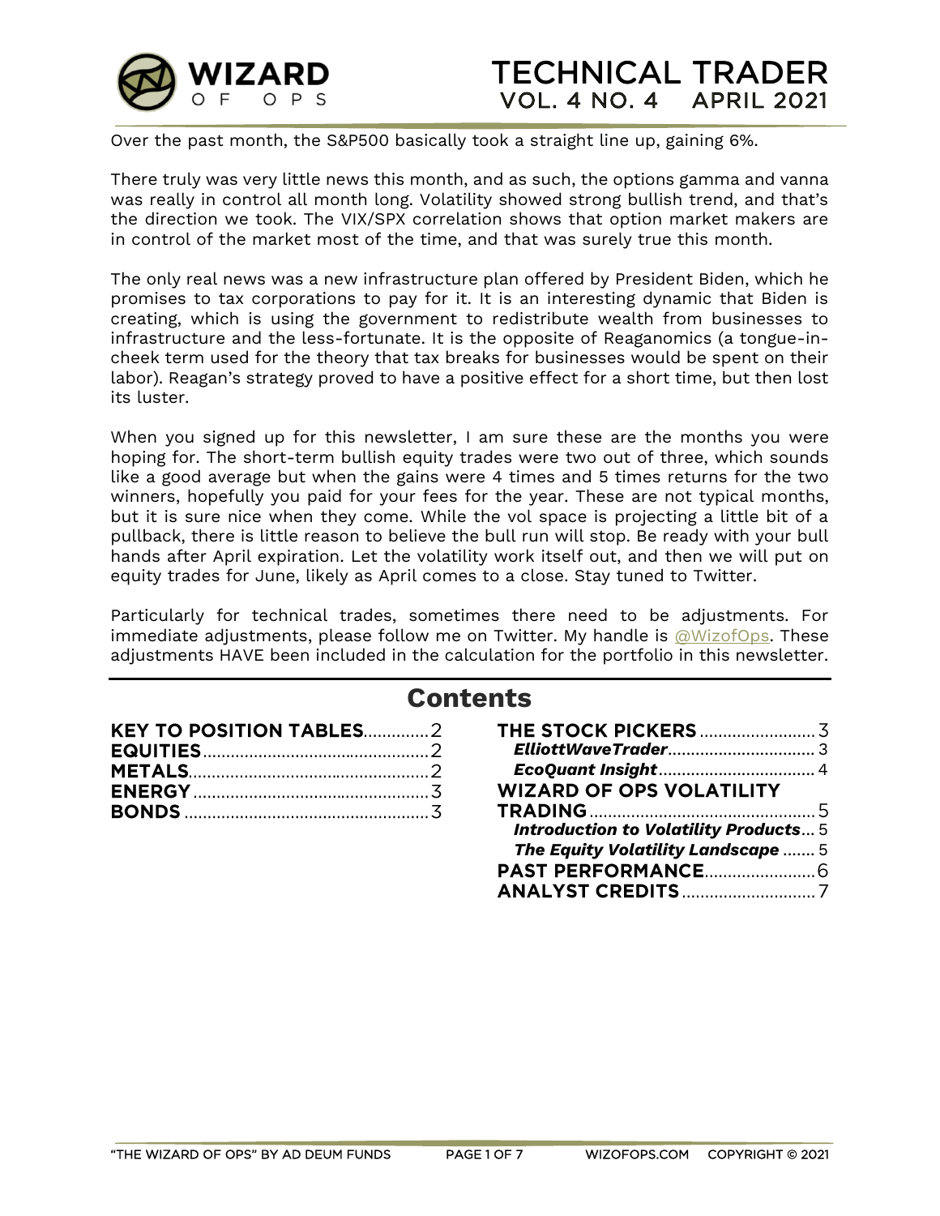# TECHNICAL TRADER
## VOL. 4 NO. 4 APRIL 2021

Over the past month, the S&P500 basically took a straight line up, gaining 6%.

There truly was very little news this month, and as such, the options gamma and vanna was really in control all month long. Volatility showed strong bullish trend, and that's the direction we took. The VIX/SPX correlation shows that option market makers are in control of the market most of the time, and that was surely true this month.

The only real news was a new infrastructure plan offered by President Biden, which he promises to tax corporations to pay for it. It is an interesting dynamic that Biden is creating, which is using the government to redistribute wealth from businesses to infrastructure and the less-fortunate. It is the opposite of Reaganomics (a tongue-in-cheek term used for the theory that tax breaks for businesses would be spent on their labor). Reagan's strategy proved to have a positive effect for a short time, but then lost its luster.

When you signed up for this newsletter, I am sure these are the months you were hoping for. The short-term bullish equity trades were two out of three, which sounds like a good average but when the gains were 4 times and 5 times returns for the two winners, hopefully you paid for your fees for the year. These are not typical months, but it is sure nice when they come. While the vol space is projecting a little bit of a pullback, there is little reason to believe the bull run will stop. Be ready with your bull hands after April expiration. Let the volatility work itself out, and then we will put on equity trades for June, likely as April comes to a close. Stay tuned to Twitter.

Particularly for technical trades, sometimes there need to be adjustments. For immediate adjustments, please follow me on Twitter. My handle is @WizofOps. These adjustments HAVE been included in the calculation for the portfolio in this newsletter.

## Contents

**KEY TO POSITION TABLES** .......... 2
**EQUITIES** .......... 2
**METALS** .......... 2
**ENERGY** .......... 3
**BONDS** .......... 3
**THE STOCK PICKERS** .......... 3
- ***ElliottWaveTrader*** .......... 3
- ***EcoQuant Insight*** .......... 4

**WIZARD OF OPS VOLATILITY TRADING** .......... 5
- ***Introduction to Volatility Products*** .......... 5
- ***The Equity Volatility Landscape*** .......... 5

**PAST PERFORMANCE** .......... 6
**ANALYST CREDITS** .......... 7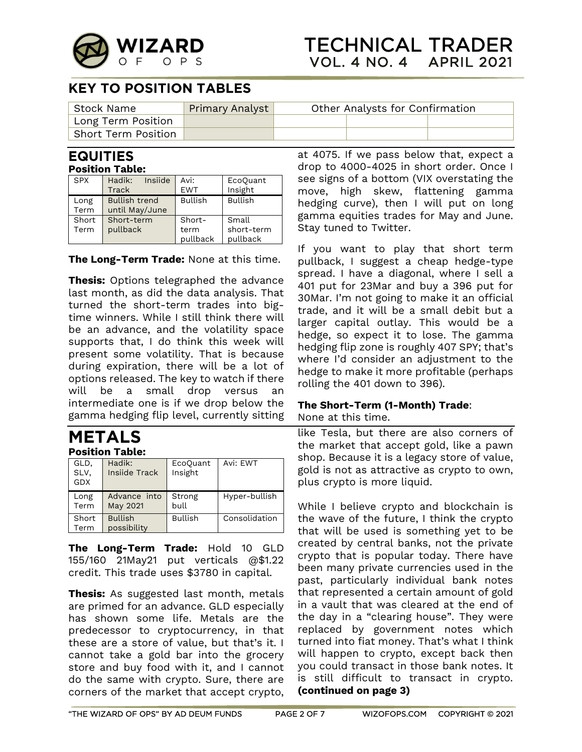## KEY TO POSITION TABLES

| Stock Name | Primary Analyst | Other Analysts for Confirmation | | |
|---|---|---|---|---|
| Long Term Position | | | | |
| Short Term Position | | | | |

## EQUITIES

**Position Table:**

| SPX | Hadik: Insiide Track | Avi: EWT | EcoQuant Insight |
|---|---|---|---|
| Long Term | Bullish trend until May/June | Bullish | Bullish |
| Short Term | Short-term pullback | Short-term pullback | Small short-term pullback |

**The Long-Term Trade:** None at this time.

**Thesis:** Options telegraphed the advance last month, as did the data analysis. That turned the short-term trades into big-time winners. While I still think there will be an advance, and the volatility space supports that, I do think this week will present some volatility. That is because during expiration, there will be a lot of options released. The key to watch if there will be a small drop versus an intermediate one is if we drop below the gamma hedging flip level, currently sitting at 4075. If we pass below that, expect a drop to 4000-4025 in short order. Once I see signs of a bottom (VIX overstating the move, high skew, flattening gamma hedging curve), then I will put on long gamma equities trades for May and June. Stay tuned to Twitter.

If you want to play that short term pullback, I suggest a cheap hedge-type spread. I have a diagonal, where I sell a 401 put for 23Mar and buy a 396 put for 30Mar. I'm not going to make it an official trade, and it will be a small debit but a larger capital outlay. This would be a hedge, so expect it to lose. The gamma hedging flip zone is roughly 407 SPY; that's where I'd consider an adjustment to the hedge to make it more profitable (perhaps rolling the 401 down to 396).

**The Short-Term (1-Month) Trade**: None at this time.

## METALS

**Position Table:**

| GLD, SLV, GDX | Hadik: Insiide Track | EcoQuant Insight | Avi: EWT |
|---|---|---|---|
| Long Term | Advance into May 2021 | Strong bull | Hyper-bullish |
| Short Term | Bullish possibility | Bullish | Consolidation |

**The Long-Term Trade:** Hold 10 GLD 155/160 21May21 put verticals @$1.22 credit. This trade uses $3780 in capital.

**Thesis:** As suggested last month, metals are primed for an advance. GLD especially has shown some life. Metals are the predecessor to cryptocurrency, in that these are a store of value, but that's it. I cannot take a gold bar into the grocery store and buy food with it, and I cannot do the same with crypto. Sure, there are corners of the market that accept crypto, like Tesla, but there are also corners of the market that accept gold, like a pawn shop. Because it is a legacy store of value, gold is not as attractive as crypto to own, plus crypto is more liquid.

While I believe crypto and blockchain is the wave of the future, I think the crypto that will be used is something yet to be created by central banks, not the private crypto that is popular today. There have been many private currencies used in the past, particularly individual bank notes that represented a certain amount of gold in a vault that was cleared at the end of the day in a "clearing house". They were replaced by government notes which turned into fiat money. That's what I think will happen to crypto, except back then you could transact in those bank notes. It is still difficult to transact in crypto. **(continued on page 3)**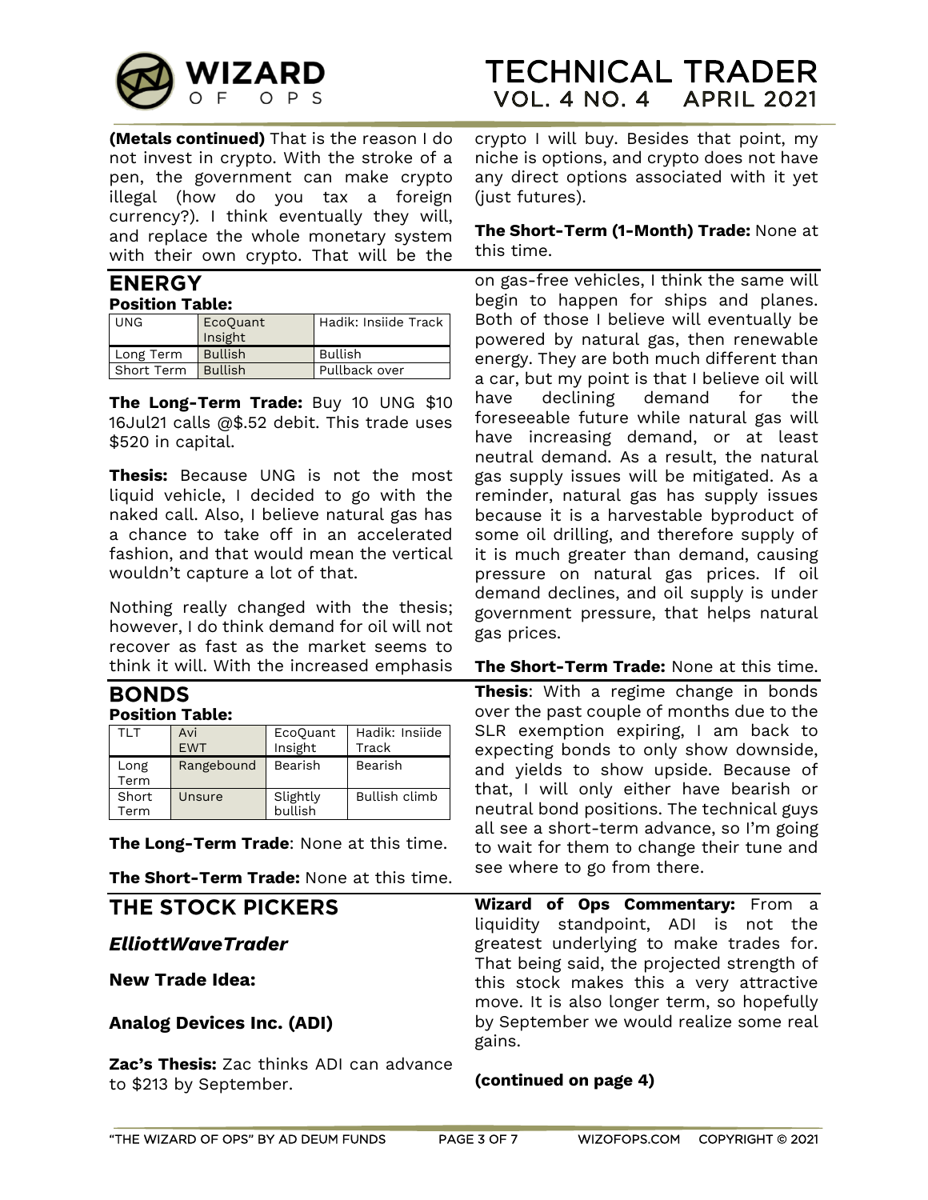**(Metals continued)** That is the reason I do not invest in crypto. With the stroke of a pen, the government can make crypto illegal (how do you tax a foreign currency?). I think eventually they will, and replace the whole monetary system with their own crypto. That will be the crypto I will buy. Besides that point, my niche is options, and crypto does not have any direct options associated with it yet (just futures).

**The Short-Term (1-Month) Trade:** None at this time.

## ENERGY

**Position Table:**

| UNG | EcoQuant Insight | Hadik: Insiide Track |
|---|---|---|
| Long Term | Bullish | Bullish |
| Short Term | Bullish | Pullback over |

**The Long-Term Trade:** Buy 10 UNG $10 16Jul21 calls @$.52 debit. This trade uses $520 in capital.

**Thesis:** Because UNG is not the most liquid vehicle, I decided to go with the naked call. Also, I believe natural gas has a chance to take off in an accelerated fashion, and that would mean the vertical wouldn't capture a lot of that.

Nothing really changed with the thesis; however, I do think demand for oil will not recover as fast as the market seems to think it will. With the increased emphasis on gas-free vehicles, I think the same will begin to happen for ships and planes. Both of those I believe will eventually be powered by natural gas, then renewable energy. They are both much different than a car, but my point is that I believe oil will have declining demand for the foreseeable future while natural gas will have increasing demand, or at least neutral demand. As a result, the natural gas supply issues will be mitigated. As a reminder, natural gas has supply issues because it is a harvestable byproduct of some oil drilling, and therefore supply of it is much greater than demand, causing pressure on natural gas prices. If oil demand declines, and oil supply is under government pressure, that helps natural gas prices.

**The Short-Term Trade:** None at this time.

## BONDS

**Position Table:**

| TLT | Avi EWT | EcoQuant Insight | Hadik: Insiide Track |
|---|---|---|---|
| Long Term | Rangebound | Bearish | Bearish |
| Short Term | Unsure | Slightly bullish | Bullish climb |

**The Long-Term Trade**: None at this time.

**The Short-Term Trade:** None at this time.

**Thesis**: With a regime change in bonds over the past couple of months due to the SLR exemption expiring, I am back to expecting bonds to only show downside, and yields to show upside. Because of that, I will only either have bearish or neutral bond positions. The technical guys all see a short-term advance, so I'm going to wait for them to change their tune and see where to go from there.

## THE STOCK PICKERS

### *ElliottWaveTrader*

**New Trade Idea:**

**Analog Devices Inc. (ADI)**

**Zac's Thesis:** Zac thinks ADI can advance to $213 by September.

**Wizard of Ops Commentary:** From a liquidity standpoint, ADI is not the greatest underlying to make trades for. That being said, the projected strength of this stock makes this a very attractive move. It is also longer term, so hopefully by September we would realize some real gains.

**(continued on page 4)**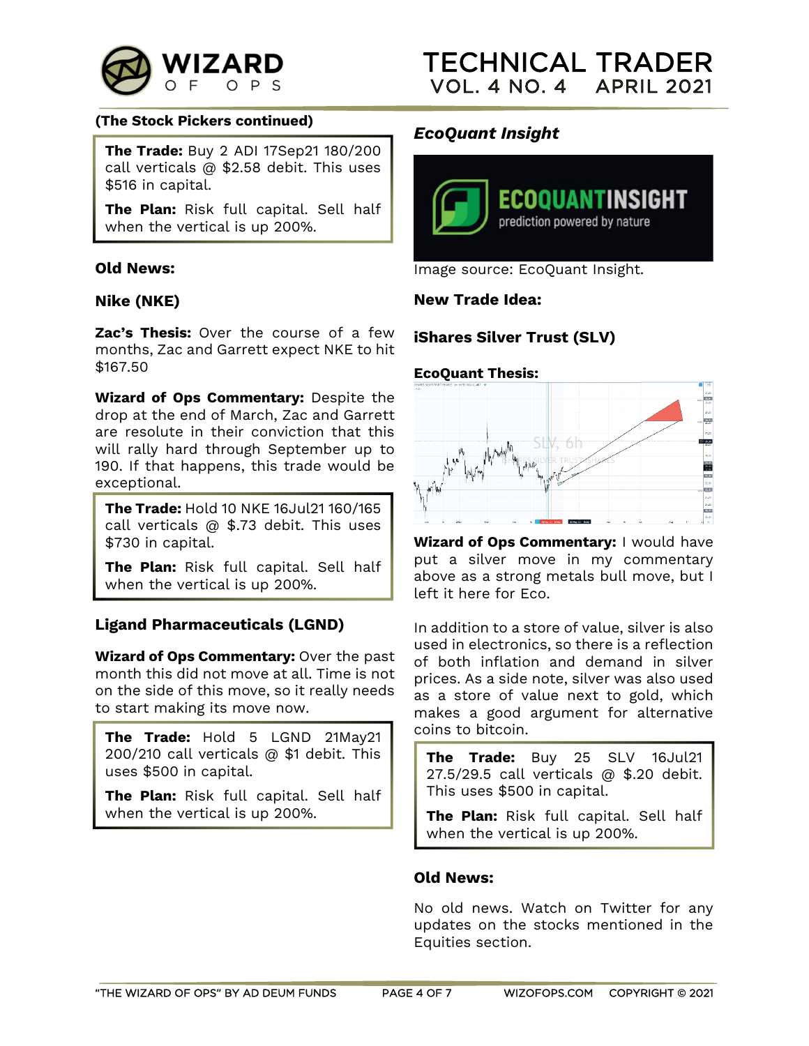**(The Stock Pickers continued)**

**The Trade:** Buy 2 ADI 17Sep21 180/200 call verticals @ $2.58 debit. This uses $516 in capital.

**The Plan:** Risk full capital. Sell half when the vertical is up 200%.

**Old News:**

**Nike (NKE)**

**Zac's Thesis:** Over the course of a few months, Zac and Garrett expect NKE to hit $167.50

**Wizard of Ops Commentary:** Despite the drop at the end of March, Zac and Garrett are resolute in their conviction that this will rally hard through September up to 190. If that happens, this trade would be exceptional.

**The Trade:** Hold 10 NKE 16Jul21 160/165 call verticals @ $.73 debit. This uses $730 in capital.

**The Plan:** Risk full capital. Sell half when the vertical is up 200%.

**Ligand Pharmaceuticals (LGND)**

**Wizard of Ops Commentary:** Over the past month this did not move at all. Time is not on the side of this move, so it really needs to start making its move now.

**The Trade:** Hold 5 LGND 21May21 200/210 call verticals @ $1 debit. This uses $500 in capital.

**The Plan:** Risk full capital. Sell half when the vertical is up 200%.

***EcoQuant Insight***

Image source: EcoQuant Insight.

**New Trade Idea:**

**iShares Silver Trust (SLV)**

**EcoQuant Thesis:**

**Wizard of Ops Commentary:** I would have put a silver move in my commentary above as a strong metals bull move, but I left it here for Eco.

In addition to a store of value, silver is also used in electronics, so there is a reflection of both inflation and demand in silver prices. As a side note, silver was also used as a store of value next to gold, which makes a good argument for alternative coins to bitcoin.

**The Trade:** Buy 25 SLV 16Jul21 27.5/29.5 call verticals @ $.20 debit. This uses $500 in capital.

**The Plan:** Risk full capital. Sell half when the vertical is up 200%.

**Old News:**

No old news. Watch on Twitter for any updates on the stocks mentioned in the Equities section.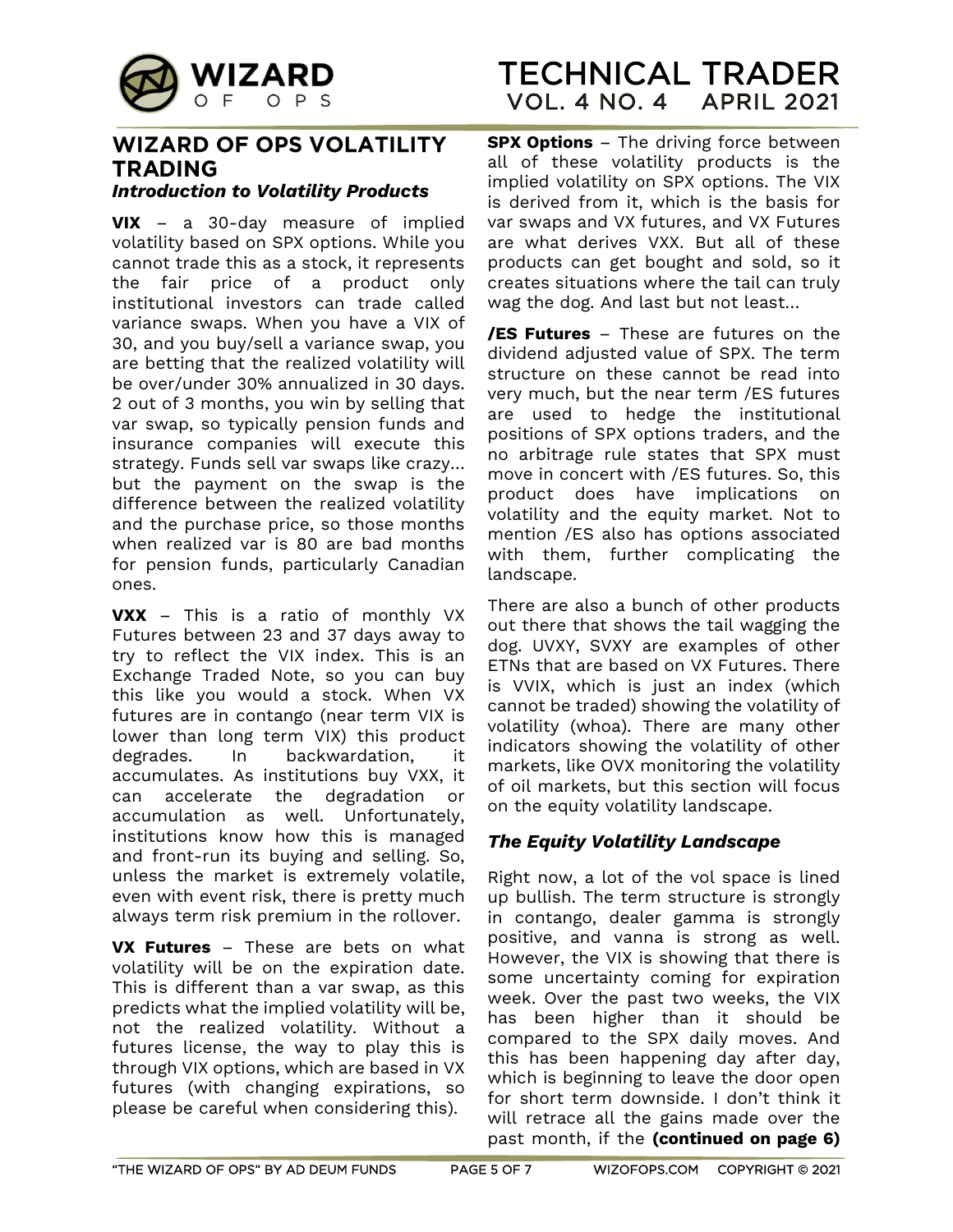## WIZARD OF OPS VOLATILITY TRADING

### *Introduction to Volatility Products*

**VIX** – a 30-day measure of implied volatility based on SPX options. While you cannot trade this as a stock, it represents the fair price of a product only institutional investors can trade called variance swaps. When you have a VIX of 30, and you buy/sell a variance swap, you are betting that the realized volatility will be over/under 30% annualized in 30 days. 2 out of 3 months, you win by selling that var swap, so typically pension funds and insurance companies will execute this strategy. Funds sell var swaps like crazy... but the payment on the swap is the difference between the realized volatility and the purchase price, so those months when realized var is 80 are bad months for pension funds, particularly Canadian ones.

**VXX** – This is a ratio of monthly VX Futures between 23 and 37 days away to try to reflect the VIX index. This is an Exchange Traded Note, so you can buy this like you would a stock. When VX futures are in contango (near term VIX is lower than long term VIX) this product degrades. In backwardation, it accumulates. As institutions buy VXX, it can accelerate the degradation or accumulation as well. Unfortunately, institutions know how this is managed and front-run its buying and selling. So, unless the market is extremely volatile, even with event risk, there is pretty much always term risk premium in the rollover.

**VX Futures** – These are bets on what volatility will be on the expiration date. This is different than a var swap, as this predicts what the implied volatility will be, not the realized volatility. Without a futures license, the way to play this is through VIX options, which are based in VX futures (with changing expirations, so please be careful when considering this).

**SPX Options** – The driving force between all of these volatility products is the implied volatility on SPX options. The VIX is derived from it, which is the basis for var swaps and VX futures, and VX Futures are what derives VXX. But all of these products can get bought and sold, so it creates situations where the tail can truly wag the dog. And last but not least...

**/ES Futures** – These are futures on the dividend adjusted value of SPX. The term structure on these cannot be read into very much, but the near term /ES futures are used to hedge the institutional positions of SPX options traders, and the no arbitrage rule states that SPX must move in concert with /ES futures. So, this product does have implications on volatility and the equity market. Not to mention /ES also has options associated with them, further complicating the landscape.

There are also a bunch of other products out there that shows the tail wagging the dog. UVXY, SVXY are examples of other ETNs that are based on VX Futures. There is VVIX, which is just an index (which cannot be traded) showing the volatility of volatility (whoa). There are many other indicators showing the volatility of other markets, like OVX monitoring the volatility of oil markets, but this section will focus on the equity volatility landscape.

### *The Equity Volatility Landscape*

Right now, a lot of the vol space is lined up bullish. The term structure is strongly in contango, dealer gamma is strongly positive, and vanna is strong as well. However, the VIX is showing that there is some uncertainty coming for expiration week. Over the past two weeks, the VIX has been higher than it should be compared to the SPX daily moves. And this has been happening day after day, which is beginning to leave the door open for short term downside. I don't think it will retrace all the gains made over the past month, if the **(continued on page 6)**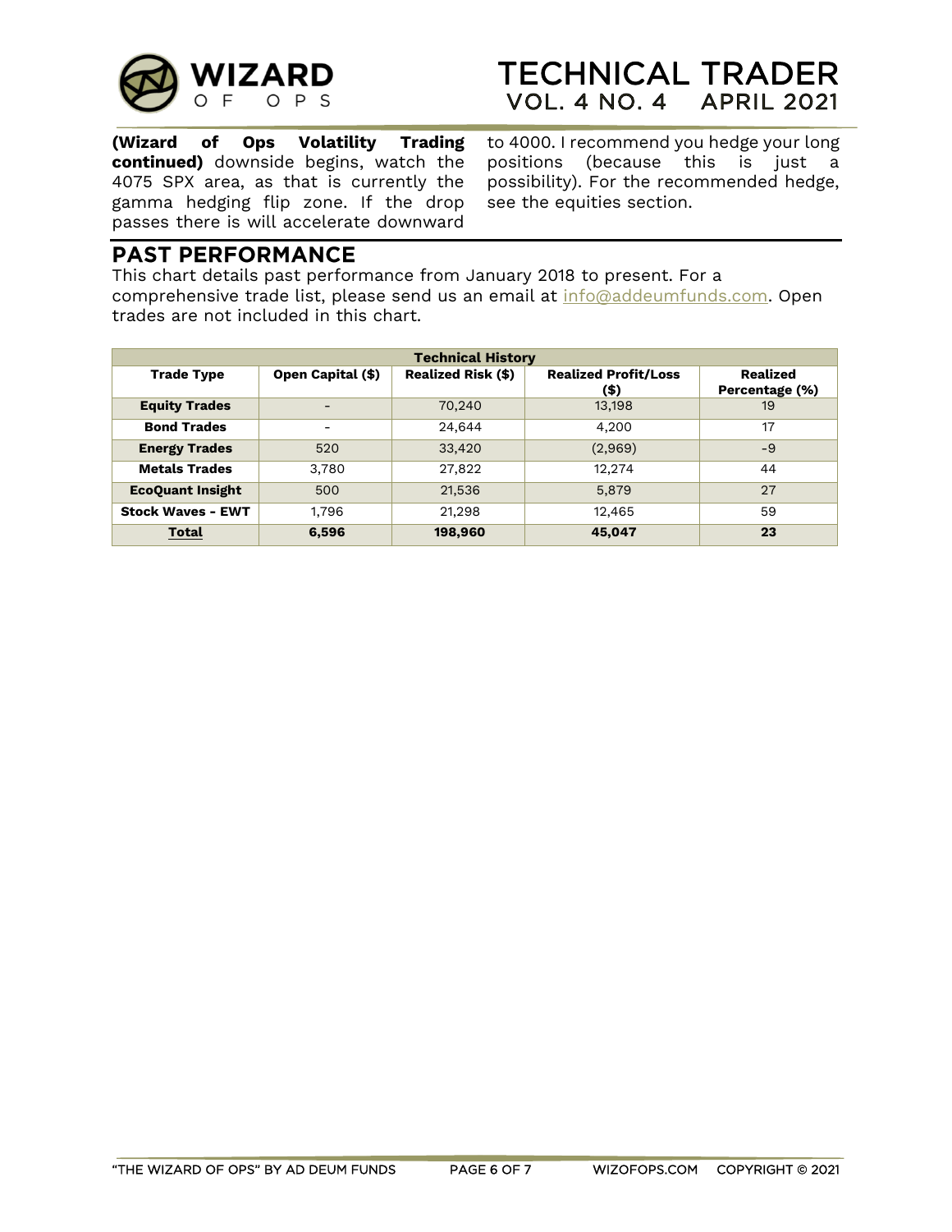**(Wizard of Ops Volatility Trading continued)** downside begins, watch the 4075 SPX area, as that is currently the gamma hedging flip zone. If the drop passes there is will accelerate downward to 4000. I recommend you hedge your long positions (because this is just a possibility). For the recommended hedge, see the equities section.

## PAST PERFORMANCE

This chart details past performance from January 2018 to present. For a comprehensive trade list, please send us an email at info@addeumfunds.com. Open trades are not included in this chart.

| Technical History | | | | |
|---|---|---|---|---|
| **Trade Type** | **Open Capital ($)** | **Realized Risk ($)** | **Realized Profit/Loss ($)** | **Realized Percentage (%)** |
| **Equity Trades** | - | 70,240 | 13,198 | 19 |
| **Bond Trades** | - | 24,644 | 4,200 | 17 |
| **Energy Trades** | 520 | 33,420 | (2,969) | -9 |
| **Metals Trades** | 3,780 | 27,822 | 12,274 | 44 |
| **EcoQuant Insight** | 500 | 21,536 | 5,879 | 27 |
| **Stock Waves - EWT** | 1,796 | 21,298 | 12,465 | 59 |
| **Total** | **6,596** | **198,960** | **45,047** | **23** |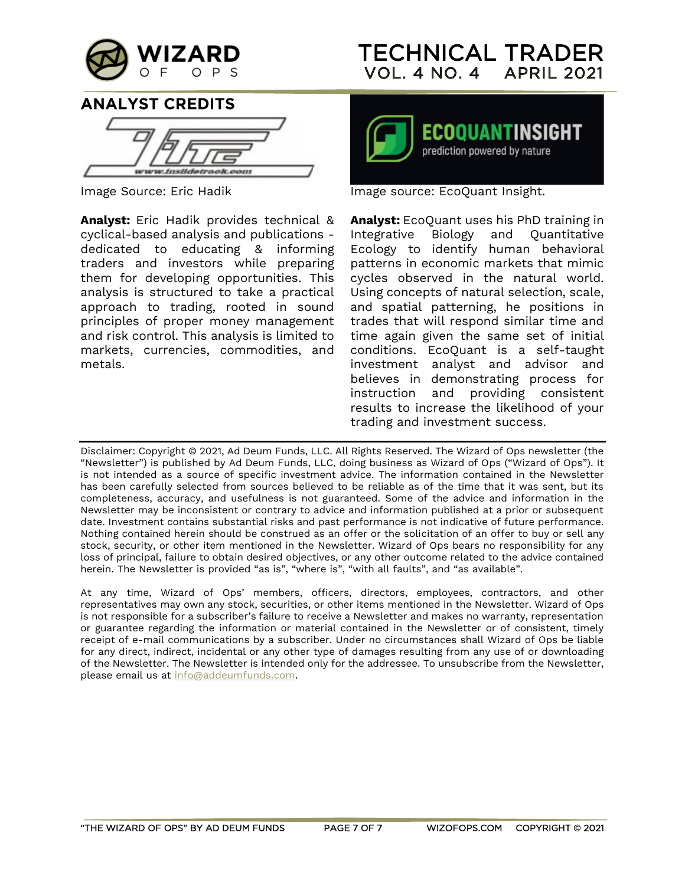## ANALYST CREDITS

Image Source: Eric Hadik

**Analyst:** Eric Hadik provides technical & cyclical-based analysis and publications - dedicated to educating & informing traders and investors while preparing them for developing opportunities. This analysis is structured to take a practical approach to trading, rooted in sound principles of proper money management and risk control. This analysis is limited to markets, currencies, commodities, and metals.

Image source: EcoQuant Insight.

**Analyst:** EcoQuant uses his PhD training in Integrative Biology and Quantitative Ecology to identify human behavioral patterns in economic markets that mimic cycles observed in the natural world. Using concepts of natural selection, scale, and spatial patterning, he positions in trades that will respond similar time and time again given the same set of initial conditions. EcoQuant is a self-taught investment analyst and advisor and believes in demonstrating process for instruction and providing consistent results to increase the likelihood of your trading and investment success.

---

Disclaimer: Copyright © 2021, Ad Deum Funds, LLC. All Rights Reserved. The Wizard of Ops newsletter (the "Newsletter") is published by Ad Deum Funds, LLC, doing business as Wizard of Ops ("Wizard of Ops"). It is not intended as a source of specific investment advice. The information contained in the Newsletter has been carefully selected from sources believed to be reliable as of the time that it was sent, but its completeness, accuracy, and usefulness is not guaranteed. Some of the advice and information in the Newsletter may be inconsistent or contrary to advice and information published at a prior or subsequent date. Investment contains substantial risks and past performance is not indicative of future performance. Nothing contained herein should be construed as an offer or the solicitation of an offer to buy or sell any stock, security, or other item mentioned in the Newsletter. Wizard of Ops bears no responsibility for any loss of principal, failure to obtain desired objectives, or any other outcome related to the advice contained herein. The Newsletter is provided "as is", "where is", "with all faults", and "as available".

At any time, Wizard of Ops' members, officers, directors, employees, contractors, and other representatives may own any stock, securities, or other items mentioned in the Newsletter. Wizard of Ops is not responsible for a subscriber's failure to receive a Newsletter and makes no warranty, representation or guarantee regarding the information or material contained in the Newsletter or of consistent, timely receipt of e-mail communications by a subscriber. Under no circumstances shall Wizard of Ops be liable for any direct, indirect, incidental or any other type of damages resulting from any use of or downloading of the Newsletter. The Newsletter is intended only for the addressee. To unsubscribe from the Newsletter, please email us at info@addeumfunds.com.